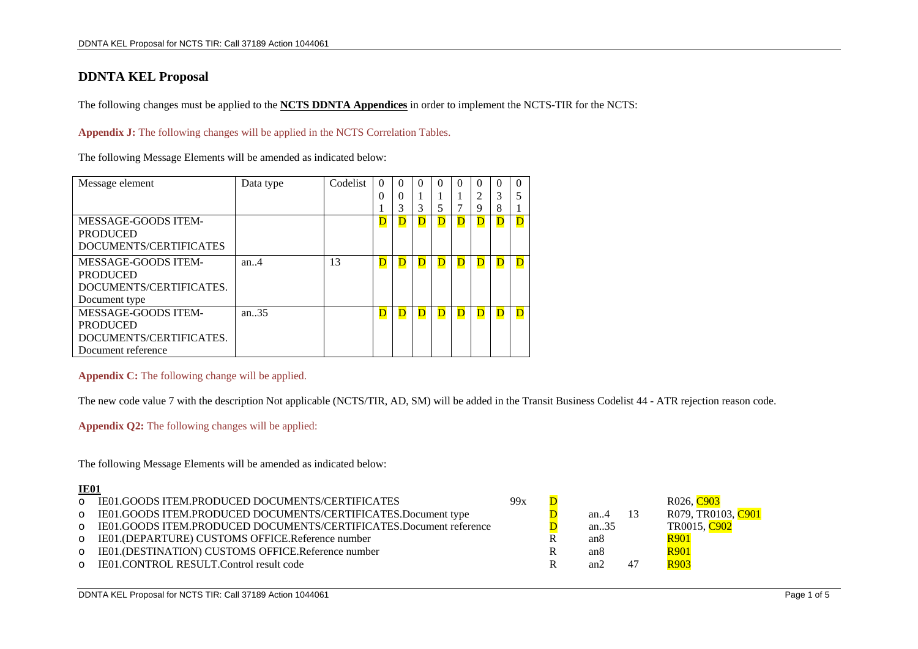# DDNTA KEL Proposal

The following changes must be applied to the **NCTS DDNTA Appendices** in order to implement the NCTS-TIR for the NCTS:

**Appendix J:** The following changes will be applied in the NCTS Correlation Tables.

The following Message Elements will be amended as indicated below:

| Message element | Data type | Codelist | 001 | 003 | 013 | 015 | 017 | 029 | 038 | 051 |
|---|---|---|---|---|---|---|---|---|---|---|
| MESSAGE-GOODS ITEM-PRODUCED DOCUMENTS/CERTIFICATES | | | D | D | D | D | D | D | D | D |
| MESSAGE-GOODS ITEM-PRODUCED DOCUMENTS/CERTIFICATES. Document type | an..4 | 13 | D | D | D | D | D | D | D | D |
| MESSAGE-GOODS ITEM-PRODUCED DOCUMENTS/CERTIFICATES. Document reference | an..35 | | D | D | D | D | D | D | D | D |

**Appendix C:** The following change will be applied.

The new code value 7 with the description Not applicable (NCTS/TIR, AD, SM) will be added in the Transit Business Codelist 44 - ATR rejection reason code.

**Appendix Q2:** The following changes will be applied:

The following Message Elements will be amended as indicated below:

**IE01**

- IE01.GOODS ITEM.PRODUCED DOCUMENTS/CERTIFICATES 99x D R026, C903
- IE01.GOODS ITEM.PRODUCED DOCUMENTS/CERTIFICATES.Document type D an..4 13 R079, TR0103, C901
- IE01.GOODS ITEM.PRODUCED DOCUMENTS/CERTIFICATES.Document reference D an..35 TR0015, C902
- IE01.(DEPARTURE) CUSTOMS OFFICE.Reference number R an8 R901
- IE01.(DESTINATION) CUSTOMS OFFICE.Reference number R an8 R901
- IE01.CONTROL RESULT.Control result code R an2 47 R903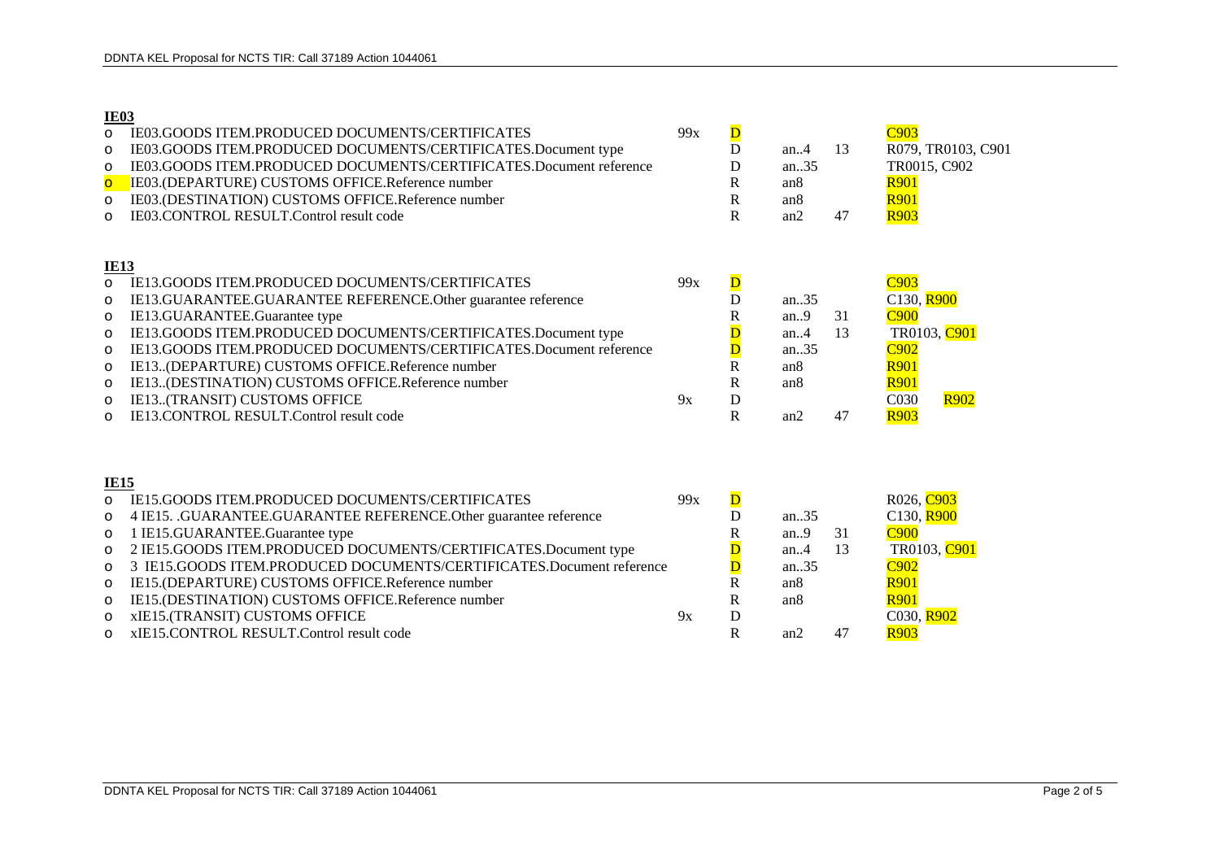**IE03**

| | | | | | | |
|---|---|---|---|---|---|---|
| o | IE03.GOODS ITEM.PRODUCED DOCUMENTS/CERTIFICATES | 99x | D | | | C903 |
| o | IE03.GOODS ITEM.PRODUCED DOCUMENTS/CERTIFICATES.Document type | | D | an..4 | 13 | R079, TR0103, C901 |
| o | IE03.GOODS ITEM.PRODUCED DOCUMENTS/CERTIFICATES.Document reference | | D | an..35 | | TR0015, C902 |
| o | IE03.(DEPARTURE) CUSTOMS OFFICE.Reference number | | R | an8 | | R901 |
| o | IE03.(DESTINATION) CUSTOMS OFFICE.Reference number | | R | an8 | | R901 |
| o | IE03.CONTROL RESULT.Control result code | | R | an2 | 47 | R903 |

**IE13**

| | | | | | | |
|---|---|---|---|---|---|---|
| o | IE13.GOODS ITEM.PRODUCED DOCUMENTS/CERTIFICATES | 99x | D | | | C903 |
| o | IE13.GUARANTEE.GUARANTEE REFERENCE.Other guarantee reference | | D | an..35 | | C130, R900 |
| o | IE13.GUARANTEE.Guarantee type | | R | an..9 | 31 | C900 |
| o | IE13.GOODS ITEM.PRODUCED DOCUMENTS/CERTIFICATES.Document type | | D | an..4 | 13 | TR0103, C901 |
| o | IE13.GOODS ITEM.PRODUCED DOCUMENTS/CERTIFICATES.Document reference | | D | an..35 | | C902 |
| o | IE13..(DEPARTURE) CUSTOMS OFFICE.Reference number | | R | an8 | | R901 |
| o | IE13..(DESTINATION) CUSTOMS OFFICE.Reference number | | R | an8 | | R901 |
| o | IE13..(TRANSIT) CUSTOMS OFFICE | 9x | D | | | C030 R902 |
| o | IE13.CONTROL RESULT.Control result code | | R | an2 | 47 | R903 |

**IE15**

| | | | | | | |
|---|---|---|---|---|---|---|
| o | IE15.GOODS ITEM.PRODUCED DOCUMENTS/CERTIFICATES | 99x | D | | | R026, C903 |
| o | 4 IE15. .GUARANTEE.GUARANTEE REFERENCE.Other guarantee reference | | D | an..35 | | C130, R900 |
| o | 1 IE15.GUARANTEE.Guarantee type | | R | an..9 | 31 | C900 |
| o | 2 IE15.GOODS ITEM.PRODUCED DOCUMENTS/CERTIFICATES.Document type | | D | an..4 | 13 | TR0103, C901 |
| o | 3 IE15.GOODS ITEM.PRODUCED DOCUMENTS/CERTIFICATES.Document reference | | D | an..35 | | C902 |
| o | IE15.(DEPARTURE) CUSTOMS OFFICE.Reference number | | R | an8 | | R901 |
| o | IE15.(DESTINATION) CUSTOMS OFFICE.Reference number | | R | an8 | | R901 |
| o | xIE15.(TRANSIT) CUSTOMS OFFICE | 9x | D | | | C030, R902 |
| o | xIE15.CONTROL RESULT.Control result code | | R | an2 | 47 | R903 |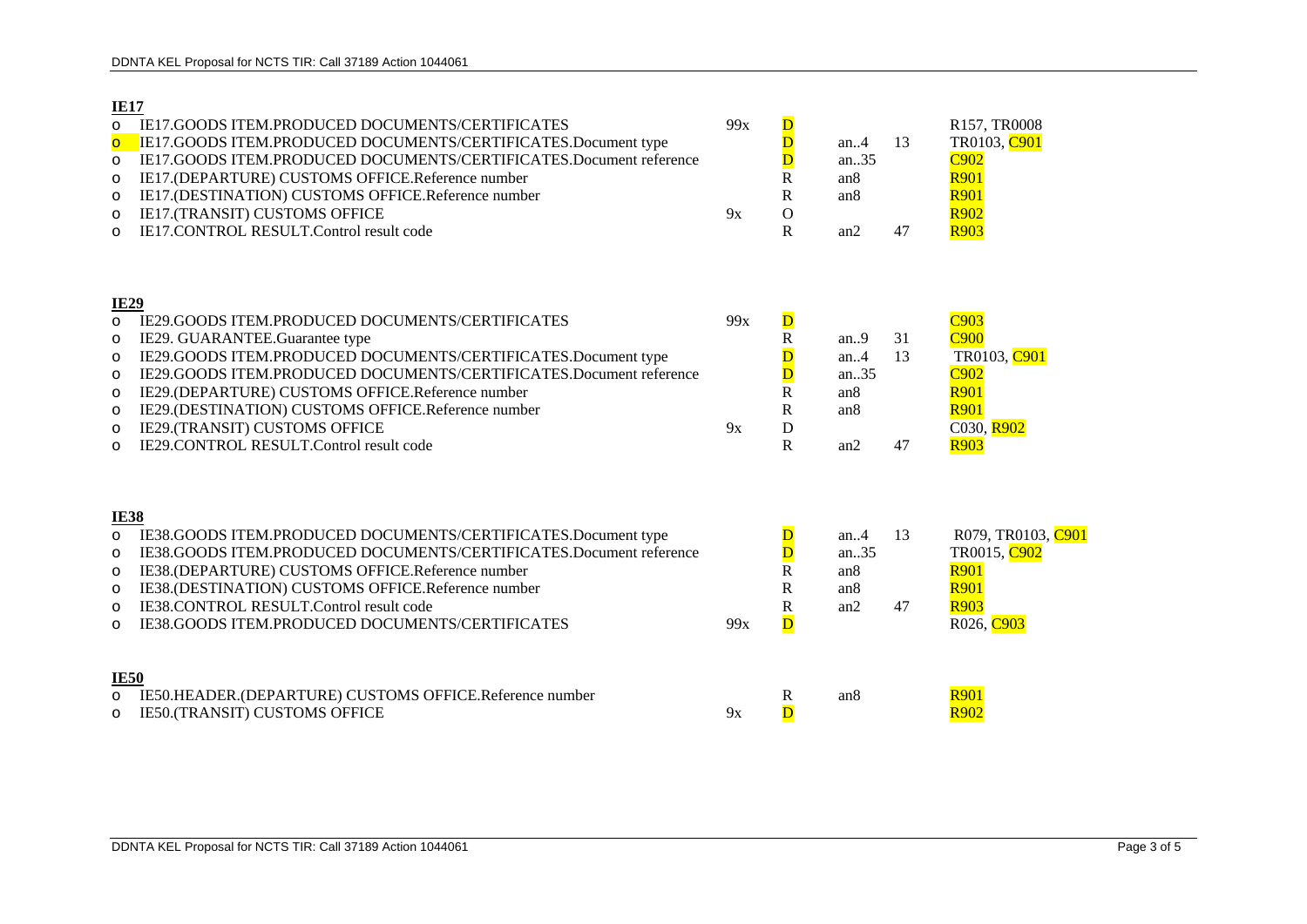**IE17**

| | | | | | |
|---|---|---|---|---|---|
| o IE17.GOODS ITEM.PRODUCED DOCUMENTS/CERTIFICATES | 99x | D | | | R157, TR0008 |
| o IE17.GOODS ITEM.PRODUCED DOCUMENTS/CERTIFICATES.Document type | | D | an..4 | 13 | TR0103, C901 |
| o IE17.GOODS ITEM.PRODUCED DOCUMENTS/CERTIFICATES.Document reference | | D | an..35 | | C902 |
| o IE17.(DEPARTURE) CUSTOMS OFFICE.Reference number | | R | an8 | | R901 |
| o IE17.(DESTINATION) CUSTOMS OFFICE.Reference number | | R | an8 | | R901 |
| o IE17.(TRANSIT) CUSTOMS OFFICE | 9x | O | | | R902 |
| o IE17.CONTROL RESULT.Control result code | | R | an2 | 47 | R903 |

**IE29**

| | | | | | |
|---|---|---|---|---|---|
| o IE29.GOODS ITEM.PRODUCED DOCUMENTS/CERTIFICATES | 99x | D | | | C903 |
| o IE29. GUARANTEE.Guarantee type | | R | an..9 | 31 | C900 |
| o IE29.GOODS ITEM.PRODUCED DOCUMENTS/CERTIFICATES.Document type | | D | an..4 | 13 | TR0103, C901 |
| o IE29.GOODS ITEM.PRODUCED DOCUMENTS/CERTIFICATES.Document reference | | D | an..35 | | C902 |
| o IE29.(DEPARTURE) CUSTOMS OFFICE.Reference number | | R | an8 | | R901 |
| o IE29.(DESTINATION) CUSTOMS OFFICE.Reference number | | R | an8 | | R901 |
| o IE29.(TRANSIT) CUSTOMS OFFICE | 9x | D | | | C030, R902 |
| o IE29.CONTROL RESULT.Control result code | | R | an2 | 47 | R903 |

**IE38**

| | | | | | |
|---|---|---|---|---|---|
| o IE38.GOODS ITEM.PRODUCED DOCUMENTS/CERTIFICATES.Document type | | D | an..4 | 13 | R079, TR0103, C901 |
| o IE38.GOODS ITEM.PRODUCED DOCUMENTS/CERTIFICATES.Document reference | | D | an..35 | | TR0015, C902 |
| o IE38.(DEPARTURE) CUSTOMS OFFICE.Reference number | | R | an8 | | R901 |
| o IE38.(DESTINATION) CUSTOMS OFFICE.Reference number | | R | an8 | | R901 |
| o IE38.CONTROL RESULT.Control result code | | R | an2 | 47 | R903 |
| o IE38.GOODS ITEM.PRODUCED DOCUMENTS/CERTIFICATES | 99x | D | | | R026, C903 |

**IE50**

| | | | | | |
|---|---|---|---|---|---|
| o IE50.HEADER.(DEPARTURE) CUSTOMS OFFICE.Reference number | | R | an8 | | R901 |
| o IE50.(TRANSIT) CUSTOMS OFFICE | 9x | D | | | R902 |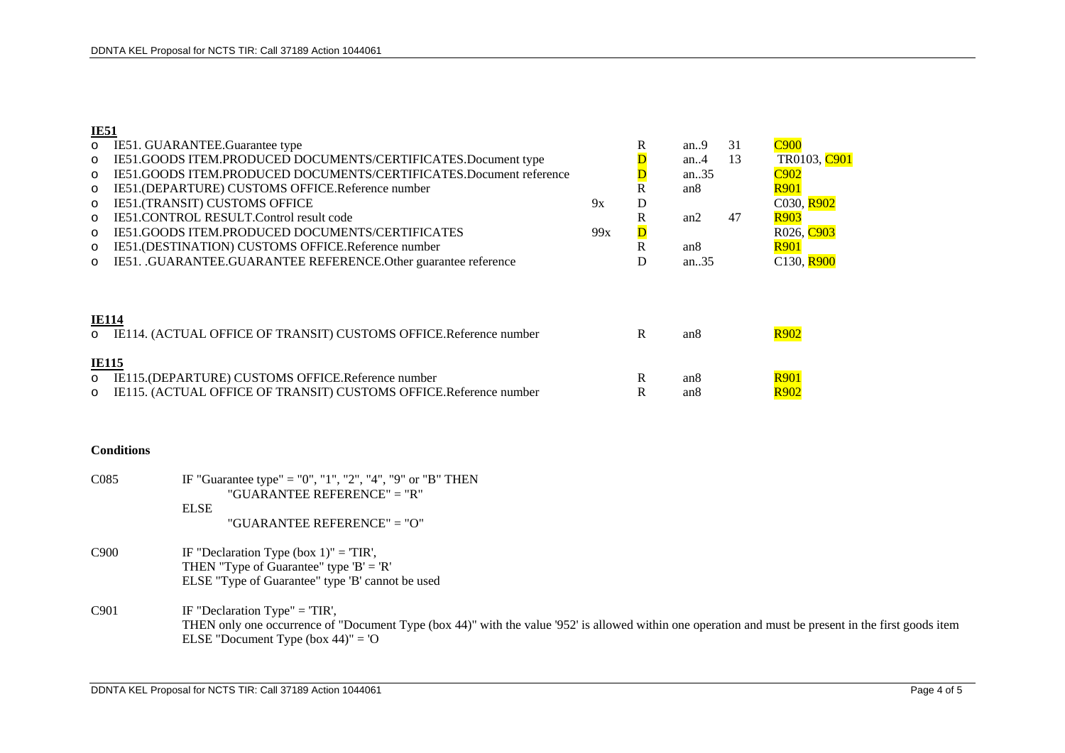**IE51**

| | | | | | | |
|---|---|---|---|---|---|---|
| o | IE51. GUARANTEE.Guarantee type | | R | an..9 | 31 | C900 |
| o | IE51.GOODS ITEM.PRODUCED DOCUMENTS/CERTIFICATES.Document type | | D | an..4 | 13 | TR0103, C901 |
| o | IE51.GOODS ITEM.PRODUCED DOCUMENTS/CERTIFICATES.Document reference | | D | an..35 | | C902 |
| o | IE51.(DEPARTURE) CUSTOMS OFFICE.Reference number | | R | an8 | | R901 |
| o | IE51.(TRANSIT) CUSTOMS OFFICE | 9x | D | | | C030, R902 |
| o | IE51.CONTROL RESULT.Control result code | | R | an2 | 47 | R903 |
| o | IE51.GOODS ITEM.PRODUCED DOCUMENTS/CERTIFICATES | 99x | D | | | R026, C903 |
| o | IE51.(DESTINATION) CUSTOMS OFFICE.Reference number | | R | an8 | | R901 |
| o | IE51. .GUARANTEE.GUARANTEE REFERENCE.Other guarantee reference | | D | an..35 | | C130, R900 |

**IE114**

| | | | | |
|---|---|---|---|---|
| o | IE114. (ACTUAL OFFICE OF TRANSIT) CUSTOMS OFFICE.Reference number | R | an8 | R902 |

**IE115**

| | | | | |
|---|---|---|---|---|
| o | IE115.(DEPARTURE) CUSTOMS OFFICE.Reference number | R | an8 | R901 |
| o | IE115. (ACTUAL OFFICE OF TRANSIT) CUSTOMS OFFICE.Reference number | R | an8 | R902 |

**Conditions**

C085 IF "Guarantee type" = "0", "1", "2", "4", "9" or "B" THEN
"GUARANTEE REFERENCE" = "R"
ELSE
"GUARANTEE REFERENCE" = "O"

C900 IF "Declaration Type (box 1)" = 'TIR',
THEN "Type of Guarantee" type 'B' = 'R'
ELSE "Type of Guarantee" type 'B' cannot be used

C901 IF "Declaration Type" = 'TIR',
THEN only one occurrence of "Document Type (box 44)" with the value '952' is allowed within one operation and must be present in the first goods item
ELSE "Document Type (box 44)" = 'O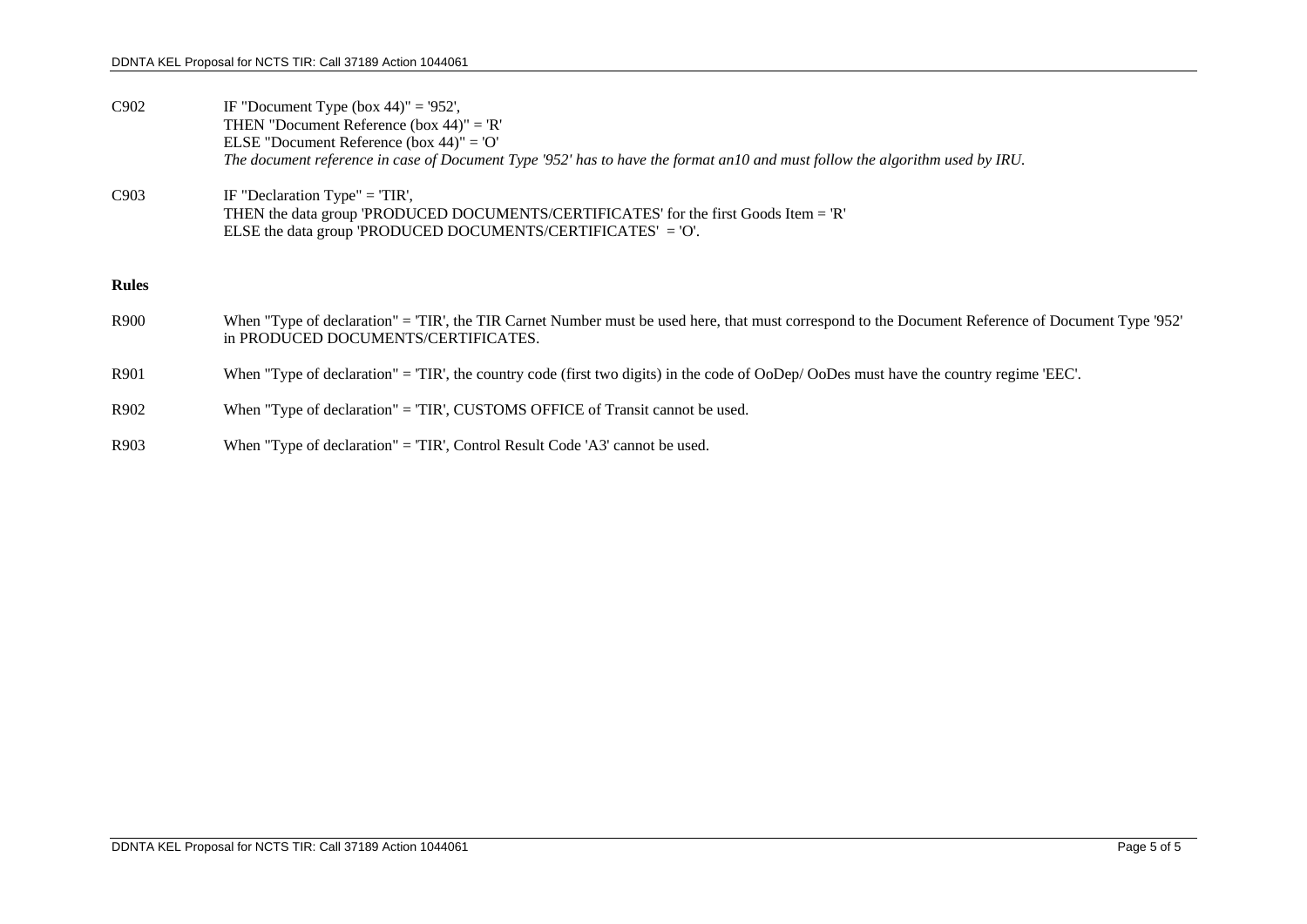C902 IF "Document Type (box 44)" = '952',
THEN "Document Reference (box 44)" = 'R'
ELSE "Document Reference (box 44)" = 'O'
*The document reference in case of Document Type '952' has to have the format an10 and must follow the algorithm used by IRU.*

C903 IF "Declaration Type" = 'TIR',
THEN the data group 'PRODUCED DOCUMENTS/CERTIFICATES' for the first Goods Item = 'R'
ELSE the data group 'PRODUCED DOCUMENTS/CERTIFICATES'  = 'O'.

**Rules**

R900 When "Type of declaration" = 'TIR', the TIR Carnet Number must be used here, that must correspond to the Document Reference of Document Type '952' in PRODUCED DOCUMENTS/CERTIFICATES.

R901 When "Type of declaration" = 'TIR', the country code (first two digits) in the code of OoDep/ OoDes must have the country regime 'EEC'.

R902 When "Type of declaration" = 'TIR', CUSTOMS OFFICE of Transit cannot be used.

R903 When "Type of declaration" = 'TIR', Control Result Code 'A3' cannot be used.